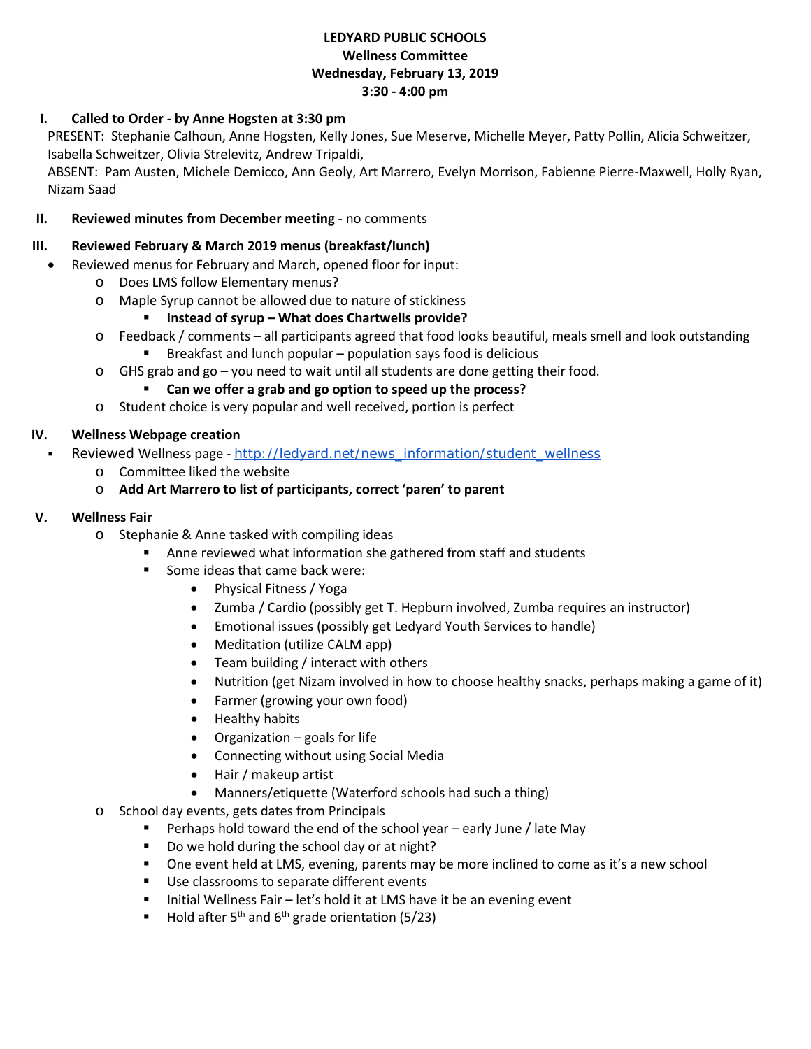**LEDYARD PUBLIC SCHOOLS**
**Wellness Committee**
**Wednesday, February 13, 2019**
**3:30 - 4:00 pm**

## I. Called to Order - by Anne Hogsten at 3:30 pm

PRESENT: Stephanie Calhoun, Anne Hogsten, Kelly Jones, Sue Meserve, Michelle Meyer, Patty Pollin, Alicia Schweitzer, Isabella Schweitzer, Olivia Strelevitz, Andrew Tripaldi,

ABSENT: Pam Austen, Michele Demicco, Ann Geoly, Art Marrero, Evelyn Morrison, Fabienne Pierre-Maxwell, Holly Ryan, Nizam Saad

## II. Reviewed minutes from December meeting - no comments

## III. Reviewed February & March 2019 menus (breakfast/lunch)

- Reviewed menus for February and March, opened floor for input:
  - Does LMS follow Elementary menus?
  - Maple Syrup cannot be allowed due to nature of stickiness
    - **Instead of syrup – What does Chartwells provide?**
  - Feedback / comments – all participants agreed that food looks beautiful, meals smell and look outstanding
    - Breakfast and lunch popular – population says food is delicious
  - GHS grab and go – you need to wait until all students are done getting their food.
    - **Can we offer a grab and go option to speed up the process?**
  - Student choice is very popular and well received, portion is perfect

## IV. Wellness Webpage creation

- Reviewed Wellness page - http://ledyard.net/news_information/student_wellness
  - Committee liked the website
  - **Add Art Marrero to list of participants, correct 'paren' to parent**

## V. Wellness Fair

- Stephanie & Anne tasked with compiling ideas
  - Anne reviewed what information she gathered from staff and students
  - Some ideas that came back were:
    - Physical Fitness / Yoga
    - Zumba / Cardio (possibly get T. Hepburn involved, Zumba requires an instructor)
    - Emotional issues (possibly get Ledyard Youth Services to handle)
    - Meditation (utilize CALM app)
    - Team building / interact with others
    - Nutrition (get Nizam involved in how to choose healthy snacks, perhaps making a game of it)
    - Farmer (growing your own food)
    - Healthy habits
    - Organization – goals for life
    - Connecting without using Social Media
    - Hair / makeup artist
    - Manners/etiquette (Waterford schools had such a thing)
- School day events, gets dates from Principals
  - Perhaps hold toward the end of the school year – early June / late May
  - Do we hold during the school day or at night?
  - One event held at LMS, evening, parents may be more inclined to come as it's a new school
  - Use classrooms to separate different events
  - Initial Wellness Fair – let's hold it at LMS have it be an evening event
  - Hold after 5th and 6th grade orientation (5/23)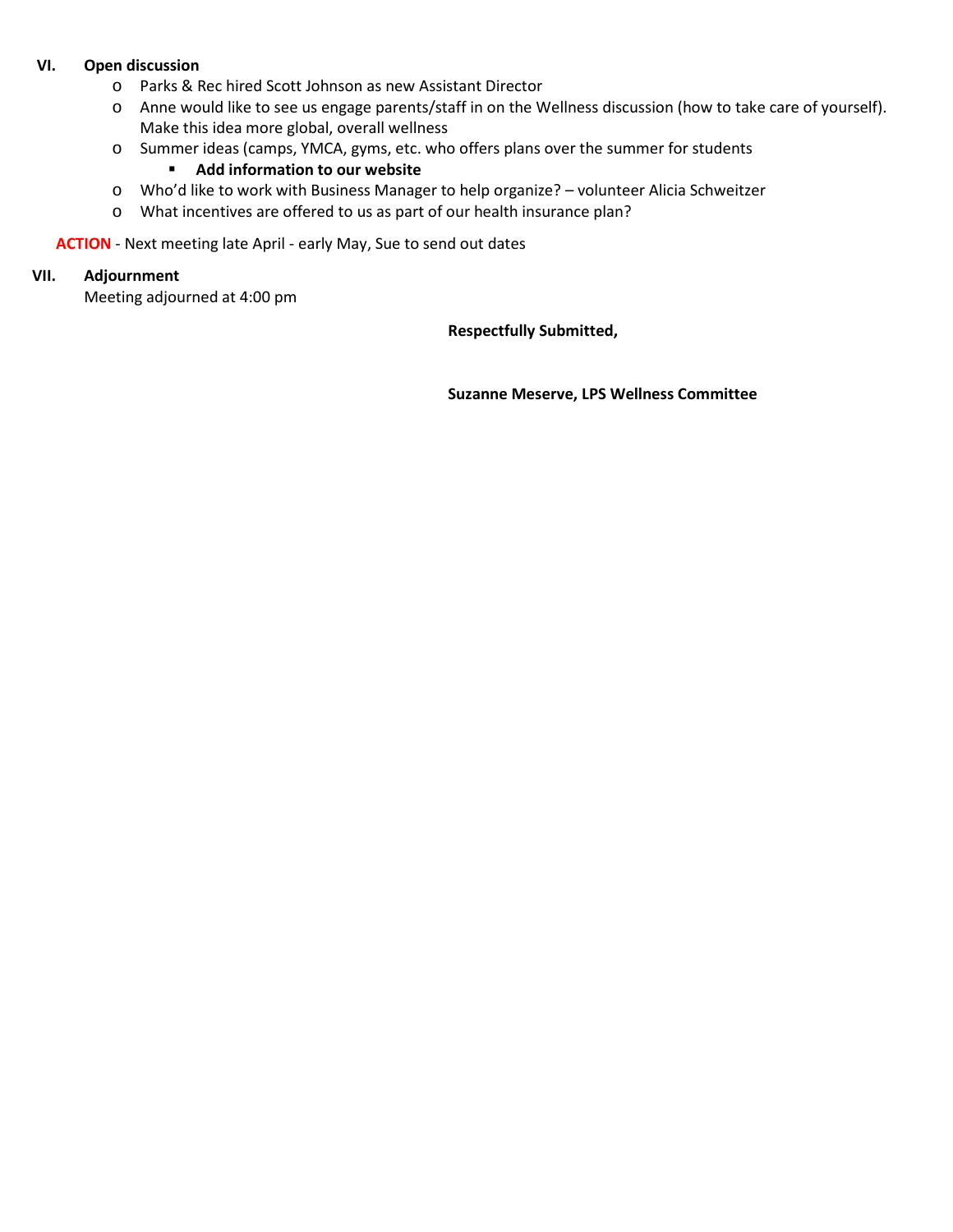## VI. Open discussion

- Parks & Rec hired Scott Johnson as new Assistant Director
- Anne would like to see us engage parents/staff in on the Wellness discussion (how to take care of yourself). Make this idea more global, overall wellness
- Summer ideas (camps, YMCA, gyms, etc. who offers plans over the summer for students
  - **Add information to our website**
- Who'd like to work with Business Manager to help organize? – volunteer Alicia Schweitzer
- What incentives are offered to us as part of our health insurance plan?

**ACTION** - Next meeting late April - early May, Sue to send out dates

## VII. Adjournment

Meeting adjourned at 4:00 pm

**Respectfully Submitted,**

**Suzanne Meserve, LPS Wellness Committee**